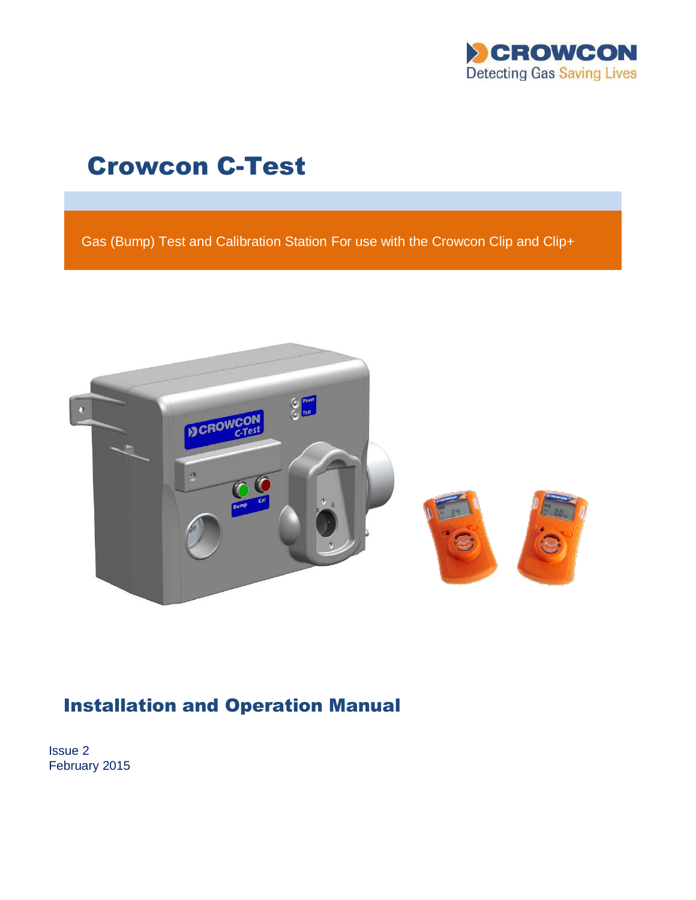CROWCON
Detecting Gas Saving Lives

# Crowcon C-Test

Gas (Bump) Test and Calibration Station For use with the Crowcon Clip and Clip+

## Installation and Operation Manual

Issue 2
February 2015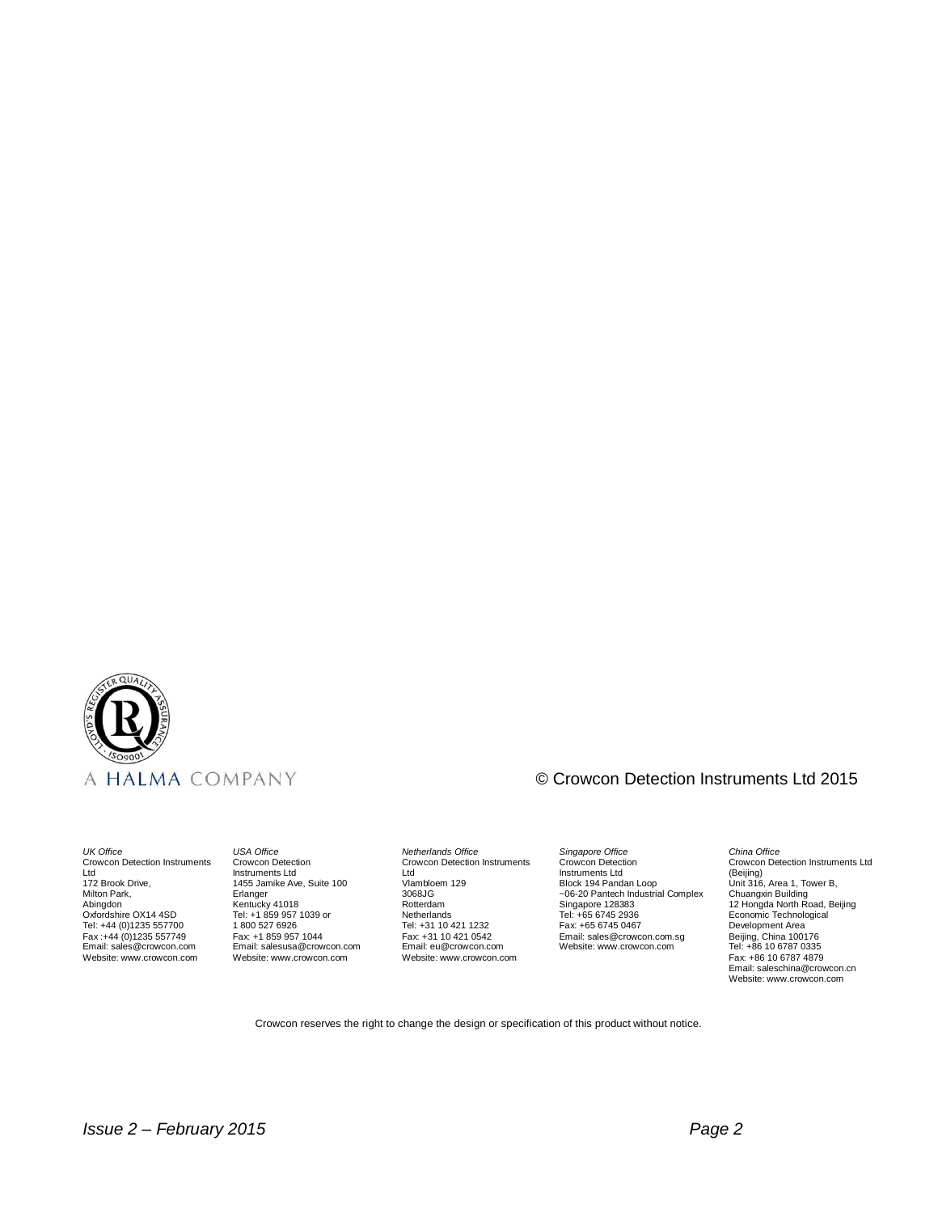A HALMA COMPANY

© Crowcon Detection Instruments Ltd 2015

*UK Office*
Crowcon Detection Instruments Ltd
172 Brook Drive,
Milton Park,
Abingdon
Oxfordshire OX14 4SD
Tel: +44 (0)1235 557700
Fax :+44 (0)1235 557749
Email: sales@crowcon.com
Website: www.crowcon.com

*USA Office*
Crowcon Detection Instruments Ltd
1455 Jamike Ave, Suite 100
Erlanger
Kentucky 41018
Tel: +1 859 957 1039 or
1 800 527 6926
Fax: +1 859 957 1044
Email: salesusa@crowcon.com
Website: www.crowcon.com

*Netherlands Office*
Crowcon Detection Instruments Ltd
Vlambloem 129
3068JG
Rotterdam
Netherlands
Tel: +31 10 421 1232
Fax: +31 10 421 0542
Email: eu@crowcon.com
Website: www.crowcon.com

*Singapore Office*
Crowcon Detection Instruments Ltd
Block 194 Pandan Loop
~06-20 Pantech Industrial Complex
Singapore 128383
Tel: +65 6745 2936
Fax: +65 6745 0467
Email: sales@crowcon.com.sg
Website: www.crowcon.com

*China Office*
Crowcon Detection Instruments Ltd (Beijing)
Unit 316, Area 1, Tower B,
Chuangxin Building
12 Hongda North Road, Beijing
Economic Technological
Development Area
Beijing, China 100176
Tel: +86 10 6787 0335
Fax: +86 10 6787 4879
Email: saleschina@crowcon.cn
Website: www.crowcon.com

Crowcon reserves the right to change the design or specification of this product without notice.

*Issue 2 – February 2015*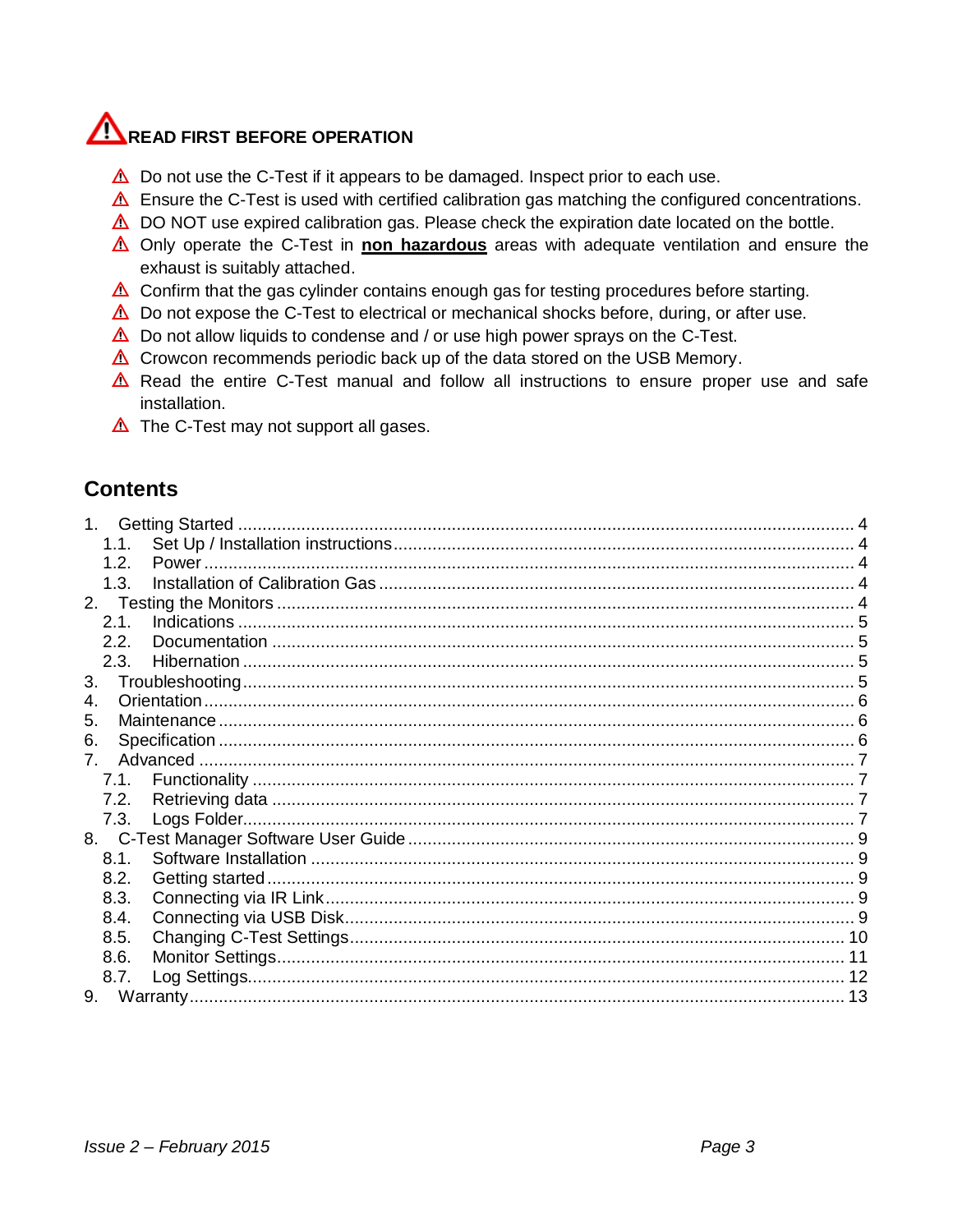## ⚠ READ FIRST BEFORE OPERATION

- ⚠ Do not use the C-Test if it appears to be damaged. Inspect prior to each use.
- ⚠ Ensure the C-Test is used with certified calibration gas matching the configured concentrations.
- ⚠ DO NOT use expired calibration gas. Please check the expiration date located on the bottle.
- ⚠ Only operate the C-Test in **non hazardous** areas with adequate ventilation and ensure the exhaust is suitably attached.
- ⚠ Confirm that the gas cylinder contains enough gas for testing procedures before starting.
- ⚠ Do not expose the C-Test to electrical or mechanical shocks before, during, or after use.
- ⚠ Do not allow liquids to condense and / or use high power sprays on the C-Test.
- ⚠ Crowcon recommends periodic back up of the data stored on the USB Memory.
- ⚠ Read the entire C-Test manual and follow all instructions to ensure proper use and safe installation.
- ⚠ The C-Test may not support all gases.

## Contents

1. Getting Started .......... 4
   - 1.1. Set Up / Installation instructions .......... 4
   - 1.2. Power .......... 4
   - 1.3. Installation of Calibration Gas .......... 4
2. Testing the Monitors .......... 4
   - 2.1. Indications .......... 5
   - 2.2. Documentation .......... 5
   - 2.3. Hibernation .......... 5
3. Troubleshooting .......... 5
4. Orientation .......... 6
5. Maintenance .......... 6
6. Specification .......... 6
7. Advanced .......... 7
   - 7.1. Functionality .......... 7
   - 7.2. Retrieving data .......... 7
   - 7.3. Logs Folder .......... 7
8. C-Test Manager Software User Guide .......... 9
   - 8.1. Software Installation .......... 9
   - 8.2. Getting started .......... 9
   - 8.3. Connecting via IR Link .......... 9
   - 8.4. Connecting via USB Disk .......... 9
   - 8.5. Changing C-Test Settings .......... 10
   - 8.6. Monitor Settings .......... 11
   - 8.7. Log Settings .......... 12
9. Warranty .......... 13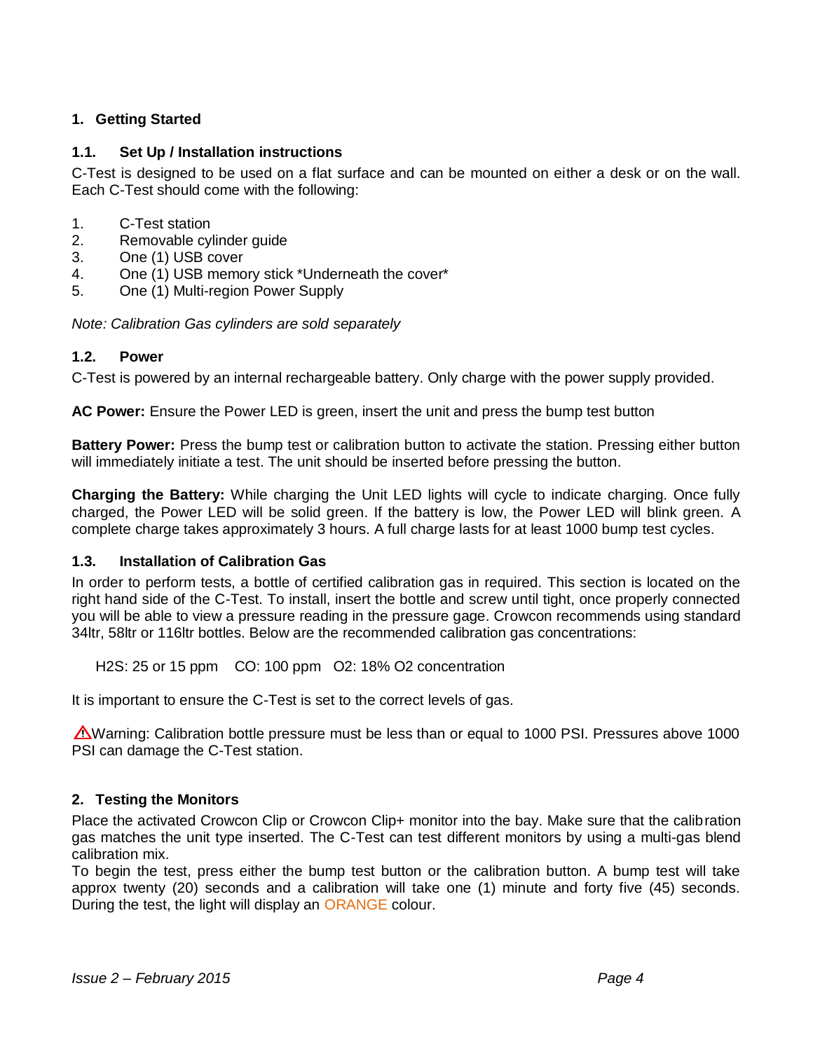## 1. Getting Started

### 1.1. Set Up / Installation instructions

C-Test is designed to be used on a flat surface and can be mounted on either a desk or on the wall. Each C-Test should come with the following:

1. C-Test station
2. Removable cylinder guide
3. One (1) USB cover
4. One (1) USB memory stick *Underneath the cover*
5. One (1) Multi-region Power Supply

*Note: Calibration Gas cylinders are sold separately*

### 1.2. Power

C-Test is powered by an internal rechargeable battery. Only charge with the power supply provided.

**AC Power:** Ensure the Power LED is green, insert the unit and press the bump test button

**Battery Power:** Press the bump test or calibration button to activate the station. Pressing either button will immediately initiate a test. The unit should be inserted before pressing the button.

**Charging the Battery:** While charging the Unit LED lights will cycle to indicate charging. Once fully charged, the Power LED will be solid green. If the battery is low, the Power LED will blink green. A complete charge takes approximately 3 hours. A full charge lasts for at least 1000 bump test cycles.

### 1.3. Installation of Calibration Gas

In order to perform tests, a bottle of certified calibration gas in required. This section is located on the right hand side of the C-Test. To install, insert the bottle and screw until tight, once properly connected you will be able to view a pressure reading in the pressure gage. Crowcon recommends using standard 34ltr, 58ltr or 116ltr bottles. Below are the recommended calibration gas concentrations:

$H_2S$: 25 or 15 ppm    CO: 100 ppm    $O_2$: 18% $O_2$ concentration

It is important to ensure the C-Test is set to the correct levels of gas.

⚠Warning: Calibration bottle pressure must be less than or equal to 1000 PSI. Pressures above 1000 PSI can damage the C-Test station.

## 2. Testing the Monitors

Place the activated Crowcon Clip or Crowcon Clip+ monitor into the bay. Make sure that the calibration gas matches the unit type inserted. The C-Test can test different monitors by using a multi-gas blend calibration mix.

To begin the test, press either the bump test button or the calibration button. A bump test will take approx twenty (20) seconds and a calibration will take one (1) minute and forty five (45) seconds. During the test, the light will display an ORANGE colour.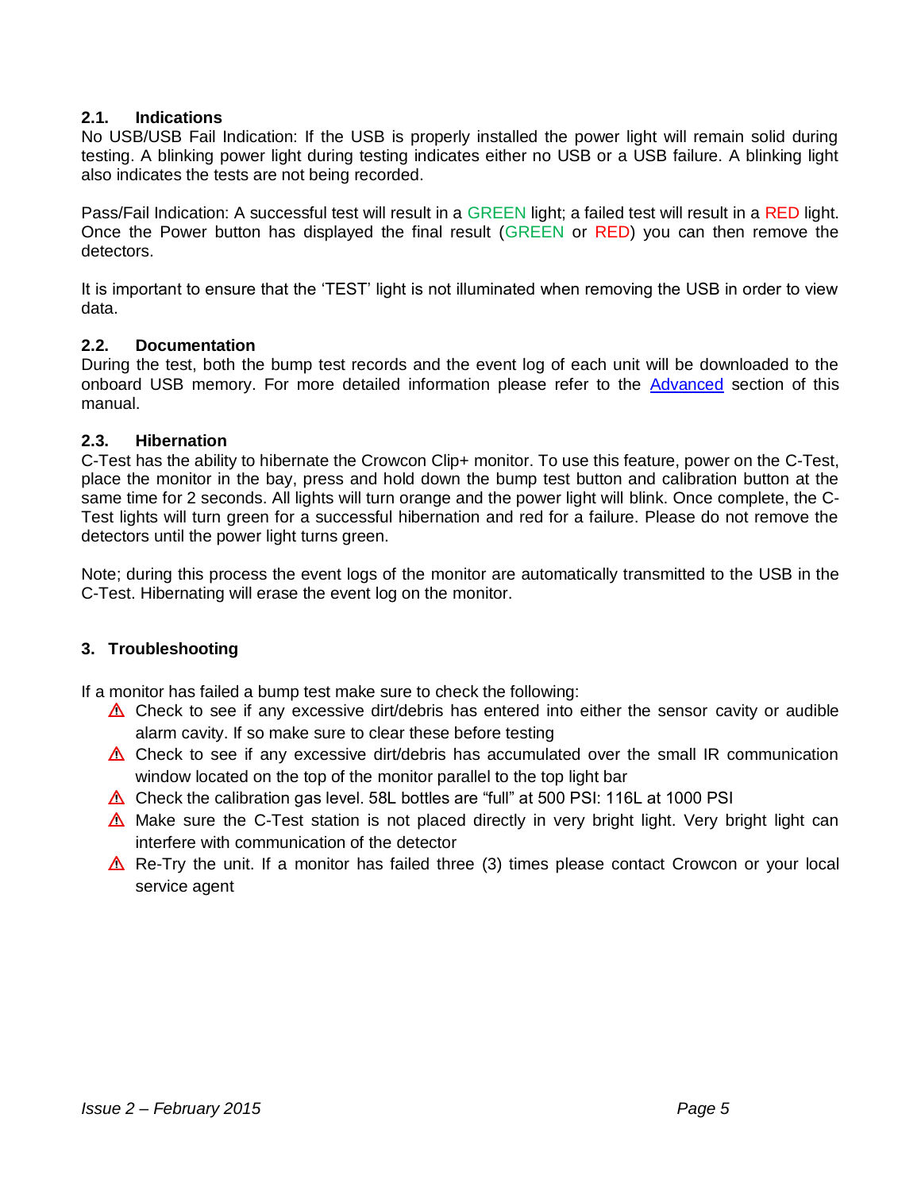### 2.1. Indications

No USB/USB Fail Indication: If the USB is properly installed the power light will remain solid during testing. A blinking power light during testing indicates either no USB or a USB failure. A blinking light also indicates the tests are not being recorded.

Pass/Fail Indication: A successful test will result in a GREEN light; a failed test will result in a RED light. Once the Power button has displayed the final result (GREEN or RED) you can then remove the detectors.

It is important to ensure that the 'TEST' light is not illuminated when removing the USB in order to view data.

### 2.2. Documentation

During the test, both the bump test records and the event log of each unit will be downloaded to the onboard USB memory. For more detailed information please refer to the Advanced section of this manual.

### 2.3. Hibernation

C-Test has the ability to hibernate the Crowcon Clip+ monitor. To use this feature, power on the C-Test, place the monitor in the bay, press and hold down the bump test button and calibration button at the same time for 2 seconds. All lights will turn orange and the power light will blink. Once complete, the C-Test lights will turn green for a successful hibernation and red for a failure. Please do not remove the detectors until the power light turns green.

Note; during this process the event logs of the monitor are automatically transmitted to the USB in the C-Test. Hibernating will erase the event log on the monitor.

## 3. Troubleshooting

If a monitor has failed a bump test make sure to check the following:

- ⚠ Check to see if any excessive dirt/debris has entered into either the sensor cavity or audible alarm cavity. If so make sure to clear these before testing
- ⚠ Check to see if any excessive dirt/debris has accumulated over the small IR communication window located on the top of the monitor parallel to the top light bar
- ⚠ Check the calibration gas level. 58L bottles are "full" at 500 PSI: 116L at 1000 PSI
- ⚠ Make sure the C-Test station is not placed directly in very bright light. Very bright light can interfere with communication of the detector
- ⚠ Re-Try the unit. If a monitor has failed three (3) times please contact Crowcon or your local service agent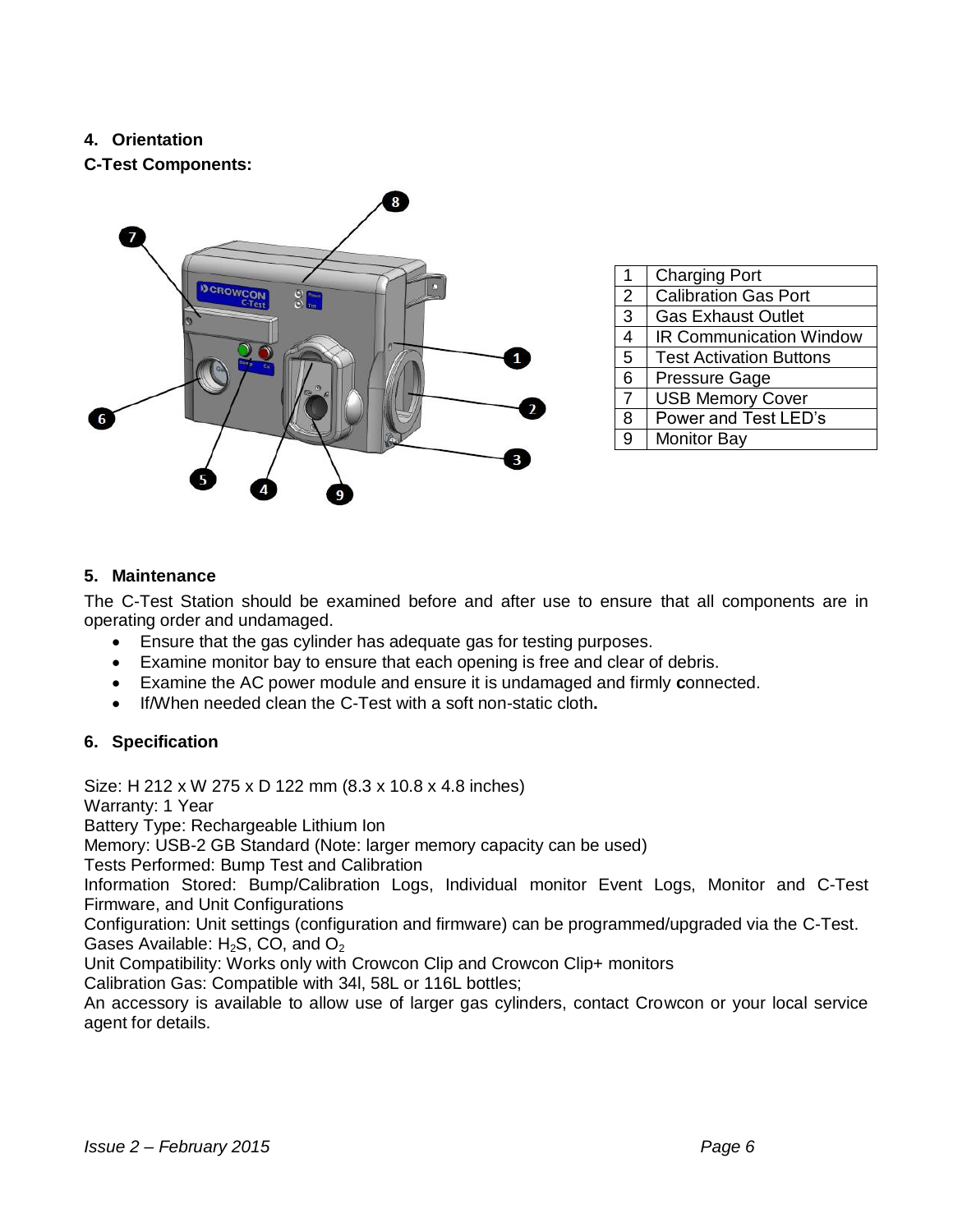## 4. Orientation

**C-Test Components:**

| 1 | Charging Port |
|---|---|
| 2 | Calibration Gas Port |
| 3 | Gas Exhaust Outlet |
| 4 | IR Communication Window |
| 5 | Test Activation Buttons |
| 6 | Pressure Gage |
| 7 | USB Memory Cover |
| 8 | Power and Test LED's |
| 9 | Monitor Bay |

## 5. Maintenance

The C-Test Station should be examined before and after use to ensure that all components are in operating order and undamaged.

- Ensure that the gas cylinder has adequate gas for testing purposes.
- Examine monitor bay to ensure that each opening is free and clear of debris.
- Examine the AC power module and ensure it is undamaged and firmly **c**onnected.
- If/When needed clean the C-Test with a soft non-static cloth**.**

## 6. Specification

Size: H 212 x W 275 x D 122 mm (8.3 x 10.8 x 4.8 inches)
Warranty: 1 Year
Battery Type: Rechargeable Lithium Ion
Memory: USB-2 GB Standard (Note: larger memory capacity can be used)
Tests Performed: Bump Test and Calibration
Information Stored: Bump/Calibration Logs, Individual monitor Event Logs, Monitor and C-Test Firmware, and Unit Configurations
Configuration: Unit settings (configuration and firmware) can be programmed/upgraded via the C-Test.
Gases Available: $H_2S$, CO, and $O_2$
Unit Compatibility: Works only with Crowcon Clip and Crowcon Clip+ monitors
Calibration Gas: Compatible with 34l, 58L or 116L bottles;
An accessory is available to allow use of larger gas cylinders, contact Crowcon or your local service agent for details.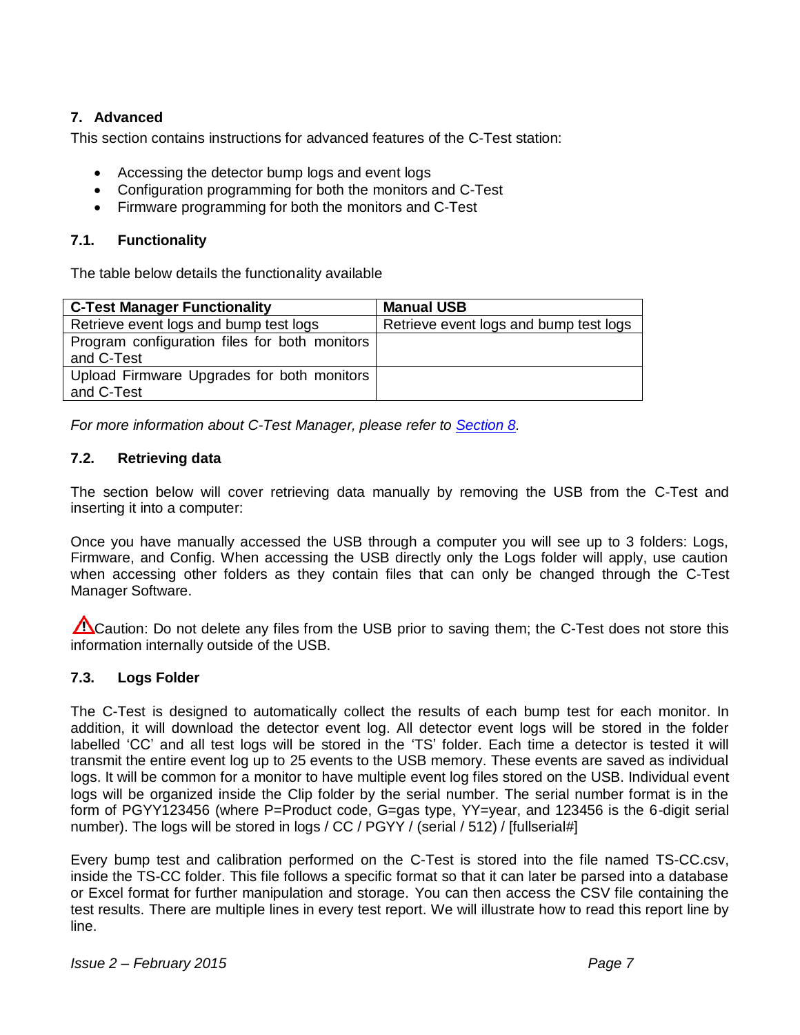## 7. Advanced

This section contains instructions for advanced features of the C-Test station:

- Accessing the detector bump logs and event logs
- Configuration programming for both the monitors and C-Test
- Firmware programming for both the monitors and C-Test

### 7.1. Functionality

The table below details the functionality available

| C-Test Manager Functionality | Manual USB |
|---|---|
| Retrieve event logs and bump test logs | Retrieve event logs and bump test logs |
| Program configuration files for both monitors and C-Test | |
| Upload Firmware Upgrades for both monitors and C-Test | |

*For more information about C-Test Manager, please refer to Section 8.*

### 7.2. Retrieving data

The section below will cover retrieving data manually by removing the USB from the C-Test and inserting it into a computer:

Once you have manually accessed the USB through a computer you will see up to 3 folders: Logs, Firmware, and Config. When accessing the USB directly only the Logs folder will apply, use caution when accessing other folders as they contain files that can only be changed through the C-Test Manager Software.

⚠ Caution: Do not delete any files from the USB prior to saving them; the C-Test does not store this information internally outside of the USB.

### 7.3. Logs Folder

The C-Test is designed to automatically collect the results of each bump test for each monitor. In addition, it will download the detector event log. All detector event logs will be stored in the folder labelled 'CC' and all test logs will be stored in the 'TS' folder. Each time a detector is tested it will transmit the entire event log up to 25 events to the USB memory. These events are saved as individual logs. It will be common for a monitor to have multiple event log files stored on the USB. Individual event logs will be organized inside the Clip folder by the serial number. The serial number format is in the form of PGYY123456 (where P=Product code, G=gas type, YY=year, and 123456 is the 6-digit serial number). The logs will be stored in logs / CC / PGYY / (serial / 512) / [fullserial#]

Every bump test and calibration performed on the C-Test is stored into the file named TS-CC.csv, inside the TS-CC folder. This file follows a specific format so that it can later be parsed into a database or Excel format for further manipulation and storage. You can then access the CSV file containing the test results. There are multiple lines in every test report. We will illustrate how to read this report line by line.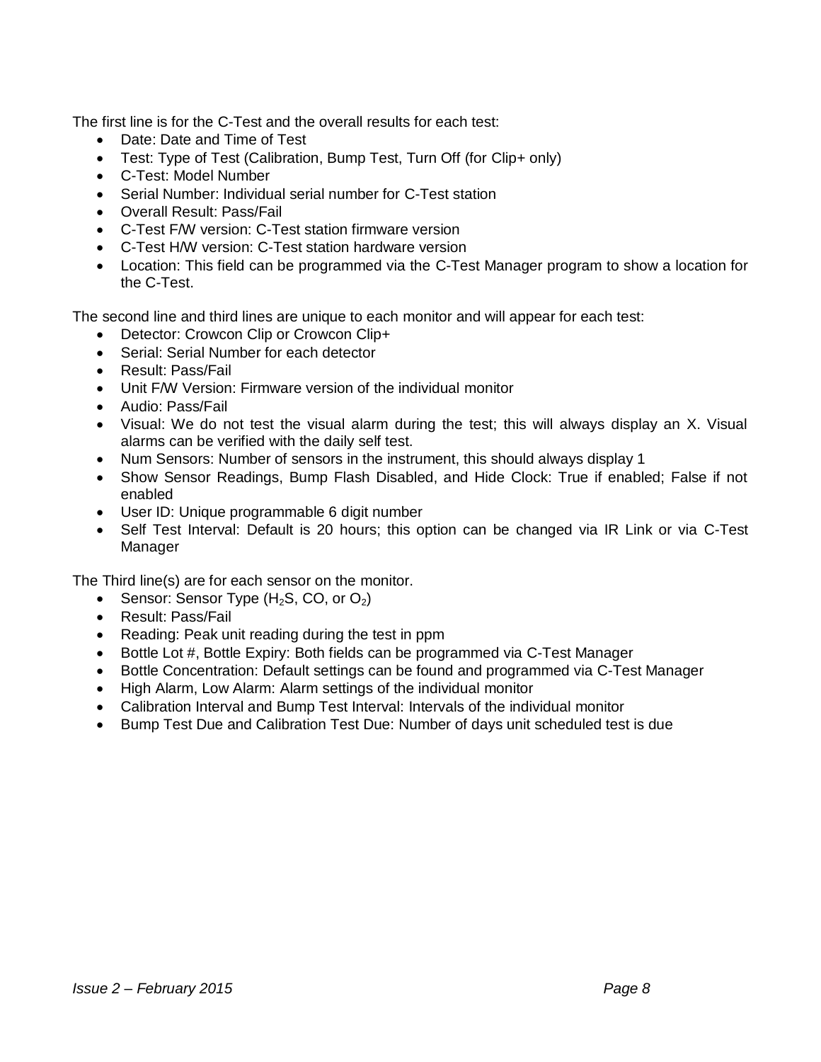The first line is for the C-Test and the overall results for each test:

- Date: Date and Time of Test
- Test: Type of Test (Calibration, Bump Test, Turn Off (for Clip+ only)
- C-Test: Model Number
- Serial Number: Individual serial number for C-Test station
- Overall Result: Pass/Fail
- C-Test F/W version: C-Test station firmware version
- C-Test H/W version: C-Test station hardware version
- Location: This field can be programmed via the C-Test Manager program to show a location for the C-Test.

The second line and third lines are unique to each monitor and will appear for each test:

- Detector: Crowcon Clip or Crowcon Clip+
- Serial: Serial Number for each detector
- Result: Pass/Fail
- Unit F/W Version: Firmware version of the individual monitor
- Audio: Pass/Fail
- Visual: We do not test the visual alarm during the test; this will always display an X. Visual alarms can be verified with the daily self test.
- Num Sensors: Number of sensors in the instrument, this should always display 1
- Show Sensor Readings, Bump Flash Disabled, and Hide Clock: True if enabled; False if not enabled
- User ID: Unique programmable 6 digit number
- Self Test Interval: Default is 20 hours; this option can be changed via IR Link or via C-Test Manager

The Third line(s) are for each sensor on the monitor.

- Sensor: Sensor Type ($H_2S$, CO, or $O_2$)
- Result: Pass/Fail
- Reading: Peak unit reading during the test in ppm
- Bottle Lot #, Bottle Expiry: Both fields can be programmed via C-Test Manager
- Bottle Concentration: Default settings can be found and programmed via C-Test Manager
- High Alarm, Low Alarm: Alarm settings of the individual monitor
- Calibration Interval and Bump Test Interval: Intervals of the individual monitor
- Bump Test Due and Calibration Test Due: Number of days unit scheduled test is due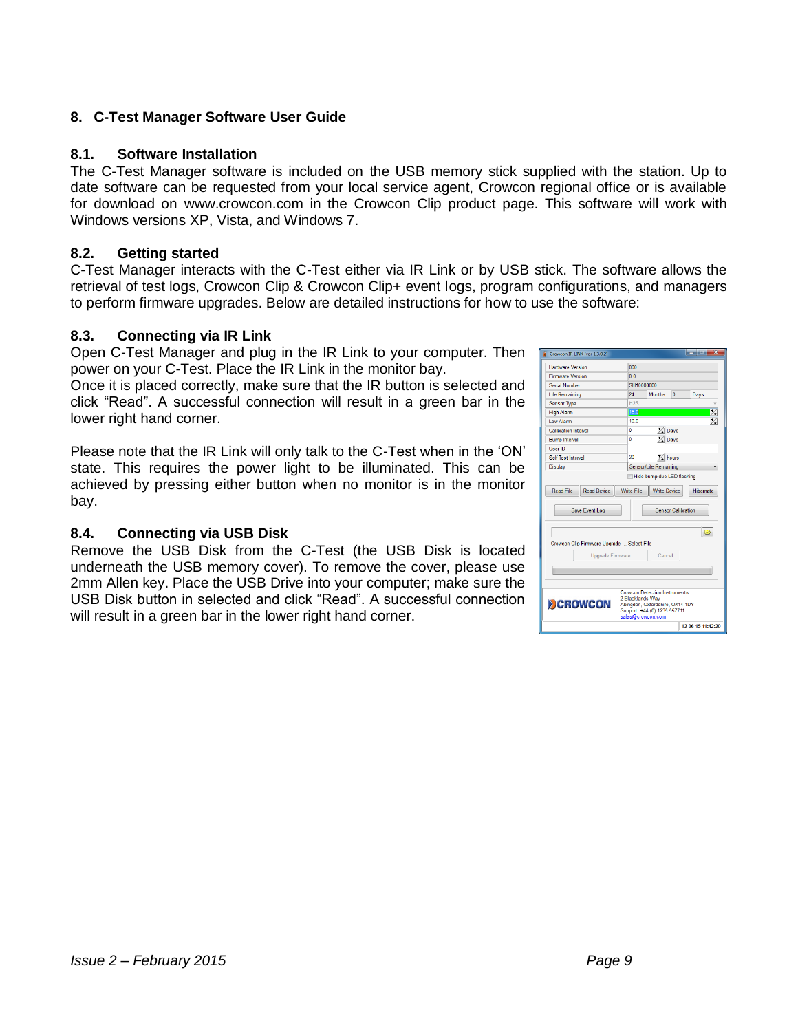## 8. C-Test Manager Software User Guide

### 8.1. Software Installation

The C-Test Manager software is included on the USB memory stick supplied with the station. Up to date software can be requested from your local service agent, Crowcon regional office or is available for download on www.crowcon.com in the Crowcon Clip product page. This software will work with Windows versions XP, Vista, and Windows 7.

### 8.2. Getting started

C-Test Manager interacts with the C-Test either via IR Link or by USB stick. The software allows the retrieval of test logs, Crowcon Clip & Crowcon Clip+ event logs, program configurations, and managers to perform firmware upgrades. Below are detailed instructions for how to use the software:

### 8.3. Connecting via IR Link

Open C-Test Manager and plug in the IR Link to your computer. Then power on your C-Test. Place the IR Link in the monitor bay.
Once it is placed correctly, make sure that the IR button is selected and click "Read". A successful connection will result in a green bar in the lower right hand corner.

Please note that the IR Link will only talk to the C-Test when in the 'ON' state. This requires the power light to be illuminated. This can be achieved by pressing either button when no monitor is in the monitor bay.

### 8.4. Connecting via USB Disk

Remove the USB Disk from the C-Test (the USB Disk is located underneath the USB memory cover). To remove the cover, please use 2mm Allen key. Place the USB Drive into your computer; make sure the USB Disk button in selected and click "Read". A successful connection will result in a green bar in the lower right hand corner.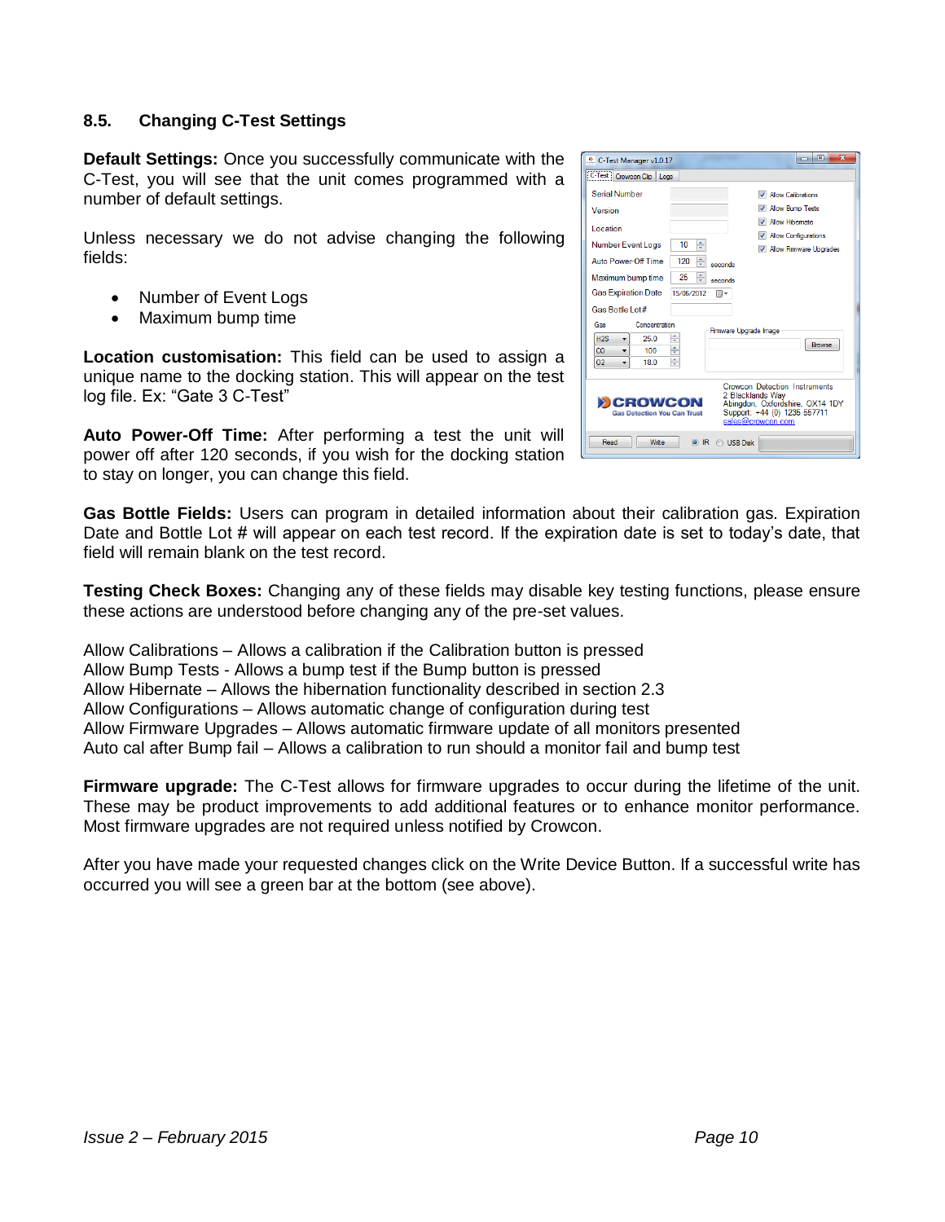## 8.5. Changing C-Test Settings

**Default Settings:** Once you successfully communicate with the C-Test, you will see that the unit comes programmed with a number of default settings.

Unless necessary we do not advise changing the following fields:

- Number of Event Logs
- Maximum bump time

**Location customisation:** This field can be used to assign a unique name to the docking station. This will appear on the test log file. Ex: “Gate 3 C-Test”

**Auto Power-Off Time:** After performing a test the unit will power off after 120 seconds, if you wish for the docking station to stay on longer, you can change this field.

**Gas Bottle Fields:** Users can program in detailed information about their calibration gas. Expiration Date and Bottle Lot # will appear on each test record. If the expiration date is set to today’s date, that field will remain blank on the test record.

**Testing Check Boxes:** Changing any of these fields may disable key testing functions, please ensure these actions are understood before changing any of the pre-set values.

Allow Calibrations – Allows a calibration if the Calibration button is pressed
Allow Bump Tests - Allows a bump test if the Bump button is pressed
Allow Hibernate – Allows the hibernation functionality described in section 2.3
Allow Configurations – Allows automatic change of configuration during test
Allow Firmware Upgrades – Allows automatic firmware update of all monitors presented
Auto cal after Bump fail – Allows a calibration to run should a monitor fail and bump test

**Firmware upgrade:** The C-Test allows for firmware upgrades to occur during the lifetime of the unit. These may be product improvements to add additional features or to enhance monitor performance. Most firmware upgrades are not required unless notified by Crowcon.

After you have made your requested changes click on the Write Device Button. If a successful write has occurred you will see a green bar at the bottom (see above).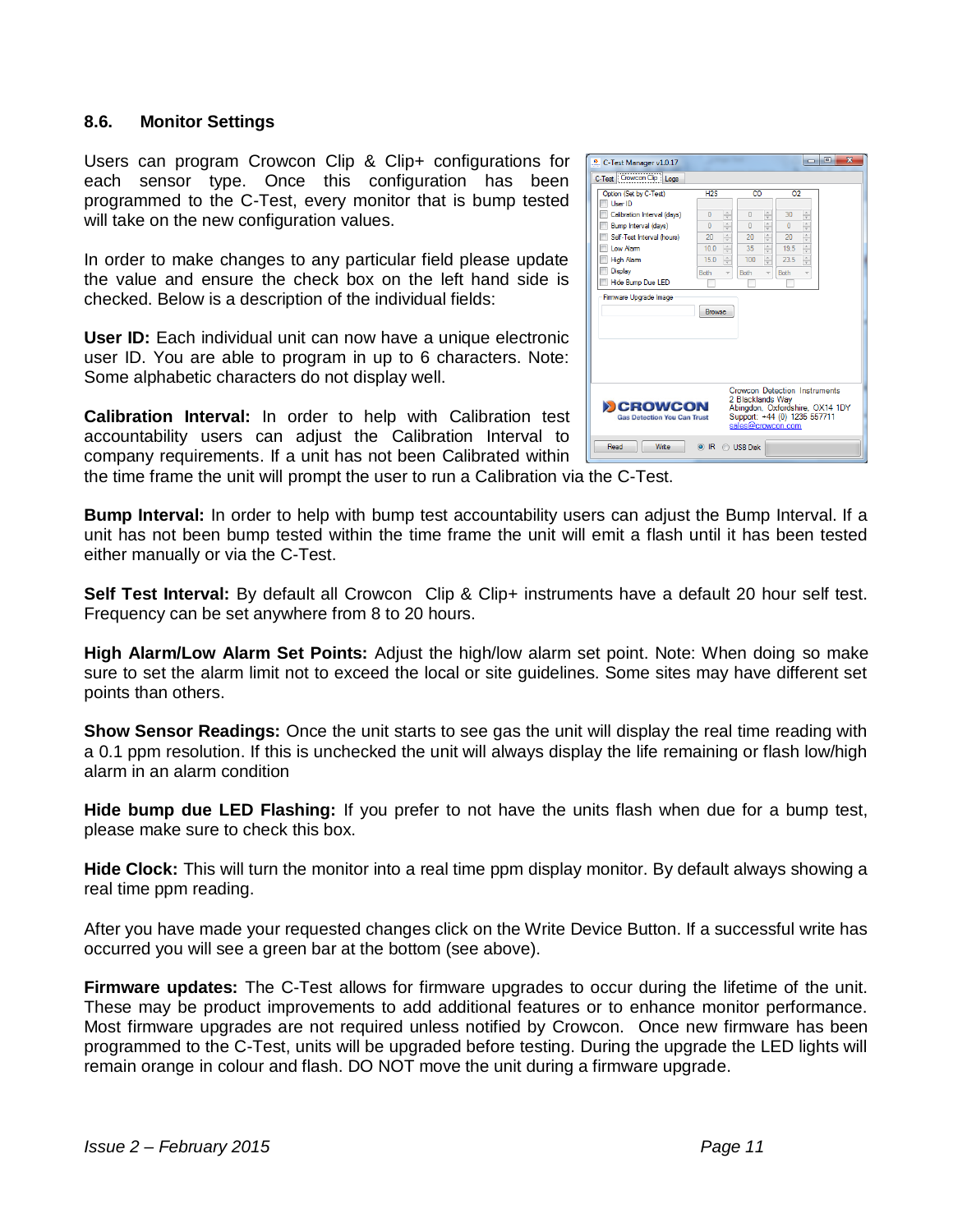## 8.6. Monitor Settings

Users can program Crowcon Clip & Clip+ configurations for each sensor type. Once this configuration has been programmed to the C-Test, every monitor that is bump tested will take on the new configuration values.

In order to make changes to any particular field please update the value and ensure the check box on the left hand side is checked. Below is a description of the individual fields:

**User ID:** Each individual unit can now have a unique electronic user ID. You are able to program in up to 6 characters. Note: Some alphabetic characters do not display well.

**Calibration Interval:** In order to help with Calibration test accountability users can adjust the Calibration Interval to company requirements. If a unit has not been Calibrated within the time frame the unit will prompt the user to run a Calibration via the C-Test.

**Bump Interval:** In order to help with bump test accountability users can adjust the Bump Interval. If a unit has not been bump tested within the time frame the unit will emit a flash until it has been tested either manually or via the C-Test.

**Self Test Interval:** By default all Crowcon Clip & Clip+ instruments have a default 20 hour self test. Frequency can be set anywhere from 8 to 20 hours.

**High Alarm/Low Alarm Set Points:** Adjust the high/low alarm set point. Note: When doing so make sure to set the alarm limit not to exceed the local or site guidelines. Some sites may have different set points than others.

**Show Sensor Readings:** Once the unit starts to see gas the unit will display the real time reading with a 0.1 ppm resolution. If this is unchecked the unit will always display the life remaining or flash low/high alarm in an alarm condition

**Hide bump due LED Flashing:** If you prefer to not have the units flash when due for a bump test, please make sure to check this box.

**Hide Clock:** This will turn the monitor into a real time ppm display monitor. By default always showing a real time ppm reading.

After you have made your requested changes click on the Write Device Button. If a successful write has occurred you will see a green bar at the bottom (see above).

**Firmware updates:** The C-Test allows for firmware upgrades to occur during the lifetime of the unit. These may be product improvements to add additional features or to enhance monitor performance. Most firmware upgrades are not required unless notified by Crowcon. Once new firmware has been programmed to the C-Test, units will be upgraded before testing. During the upgrade the LED lights will remain orange in colour and flash. DO NOT move the unit during a firmware upgrade.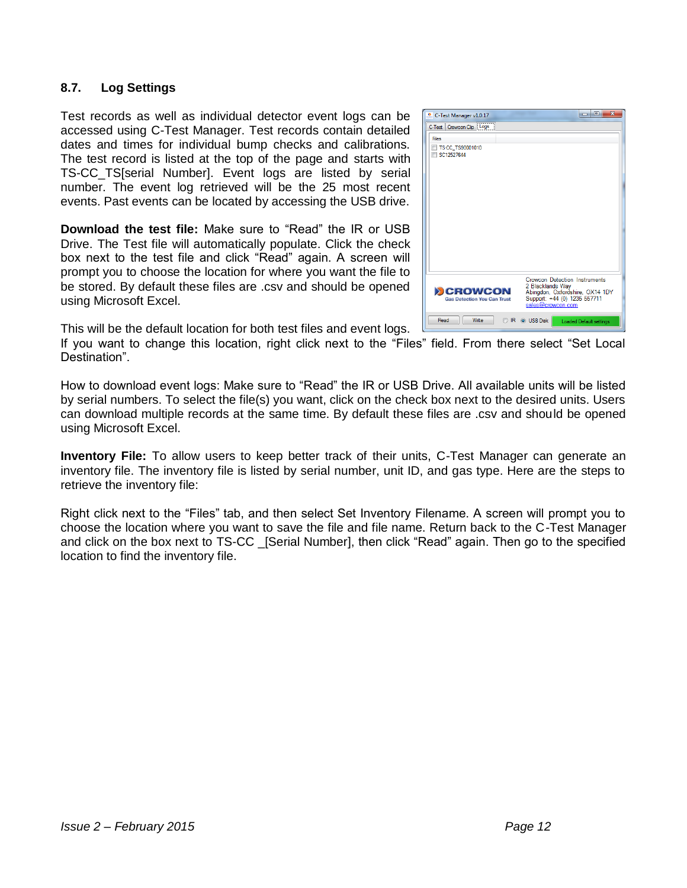## 8.7. Log Settings

Test records as well as individual detector event logs can be accessed using C-Test Manager. Test records contain detailed dates and times for individual bump checks and calibrations. The test record is listed at the top of the page and starts with TS-CC_TS[serial Number]. Event logs are listed by serial number. The event log retrieved will be the 25 most recent events. Past events can be located by accessing the USB drive.

**Download the test file:** Make sure to “Read” the IR or USB Drive. The Test file will automatically populate. Click the check box next to the test file and click “Read” again. A screen will prompt you to choose the location for where you want the file to be stored. By default these files are .csv and should be opened using Microsoft Excel.

This will be the default location for both test files and event logs. If you want to change this location, right click next to the “Files” field. From there select “Set Local Destination”.

How to download event logs: Make sure to “Read” the IR or USB Drive. All available units will be listed by serial numbers. To select the file(s) you want, click on the check box next to the desired units. Users can download multiple records at the same time. By default these files are .csv and should be opened using Microsoft Excel.

**Inventory File:** To allow users to keep better track of their units, C-Test Manager can generate an inventory file. The inventory file is listed by serial number, unit ID, and gas type. Here are the steps to retrieve the inventory file:

Right click next to the “Files” tab, and then select Set Inventory Filename. A screen will prompt you to choose the location where you want to save the file and file name. Return back to the C-Test Manager and click on the box next to TS-CC _[Serial Number], then click “Read” again. Then go to the specified location to find the inventory file.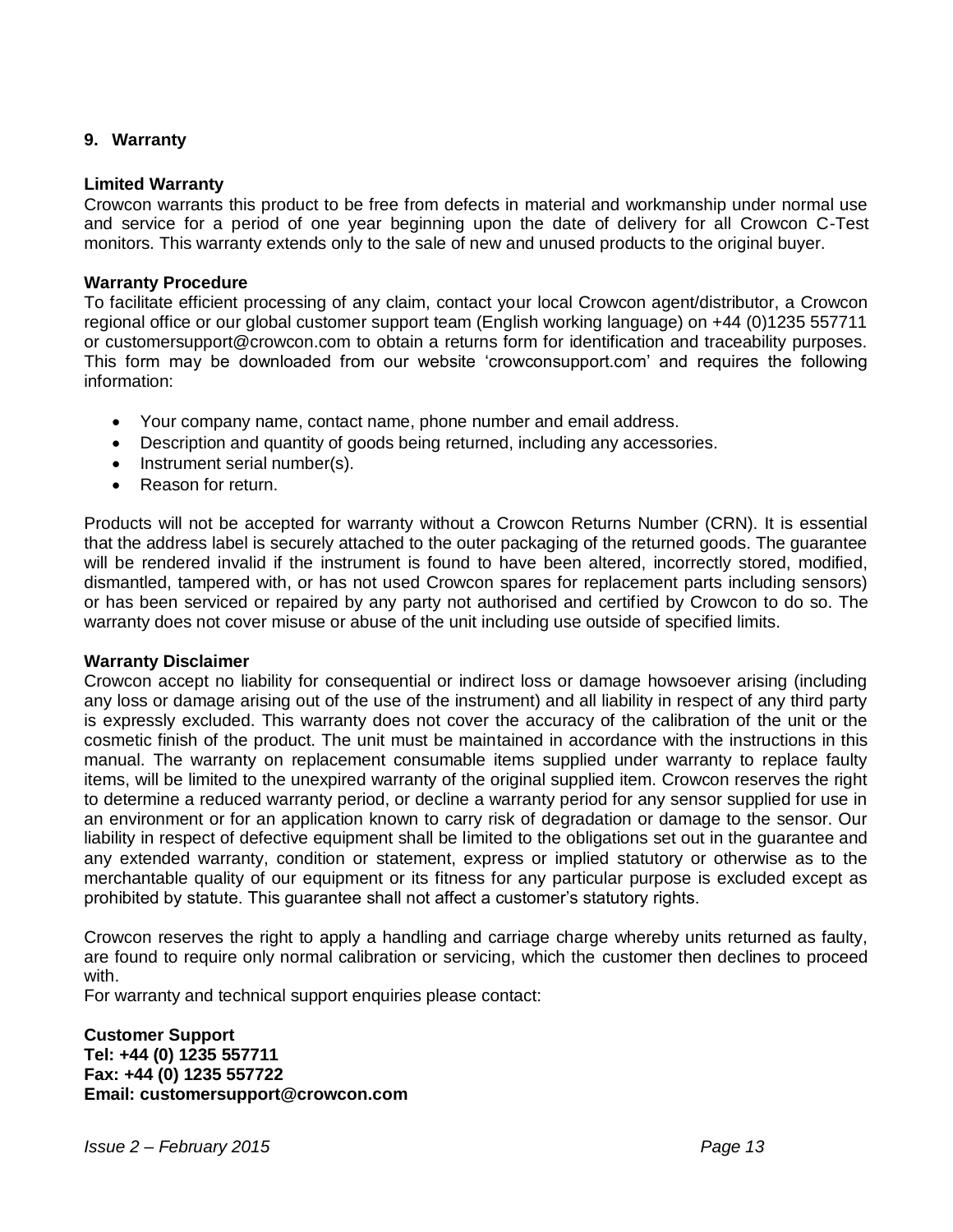## 9. Warranty

**Limited Warranty**
Crowcon warrants this product to be free from defects in material and workmanship under normal use and service for a period of one year beginning upon the date of delivery for all Crowcon C-Test monitors. This warranty extends only to the sale of new and unused products to the original buyer.

**Warranty Procedure**
To facilitate efficient processing of any claim, contact your local Crowcon agent/distributor, a Crowcon regional office or our global customer support team (English working language) on +44 (0)1235 557711 or customersupport@crowcon.com to obtain a returns form for identification and traceability purposes. This form may be downloaded from our website 'crowconsupport.com' and requires the following information:

- Your company name, contact name, phone number and email address.
- Description and quantity of goods being returned, including any accessories.
- Instrument serial number(s).
- Reason for return.

Products will not be accepted for warranty without a Crowcon Returns Number (CRN). It is essential that the address label is securely attached to the outer packaging of the returned goods. The guarantee will be rendered invalid if the instrument is found to have been altered, incorrectly stored, modified, dismantled, tampered with, or has not used Crowcon spares for replacement parts including sensors) or has been serviced or repaired by any party not authorised and certified by Crowcon to do so. The warranty does not cover misuse or abuse of the unit including use outside of specified limits.

**Warranty Disclaimer**
Crowcon accept no liability for consequential or indirect loss or damage howsoever arising (including any loss or damage arising out of the use of the instrument) and all liability in respect of any third party is expressly excluded. This warranty does not cover the accuracy of the calibration of the unit or the cosmetic finish of the product. The unit must be maintained in accordance with the instructions in this manual. The warranty on replacement consumable items supplied under warranty to replace faulty items, will be limited to the unexpired warranty of the original supplied item. Crowcon reserves the right to determine a reduced warranty period, or decline a warranty period for any sensor supplied for use in an environment or for an application known to carry risk of degradation or damage to the sensor. Our liability in respect of defective equipment shall be limited to the obligations set out in the guarantee and any extended warranty, condition or statement, express or implied statutory or otherwise as to the merchantable quality of our equipment or its fitness for any particular purpose is excluded except as prohibited by statute. This guarantee shall not affect a customer's statutory rights.

Crowcon reserves the right to apply a handling and carriage charge whereby units returned as faulty, are found to require only normal calibration or servicing, which the customer then declines to proceed with.
For warranty and technical support enquiries please contact:

**Customer Support**
**Tel: +44 (0) 1235 557711**
**Fax: +44 (0) 1235 557722**
**Email: customersupport@crowcon.com**